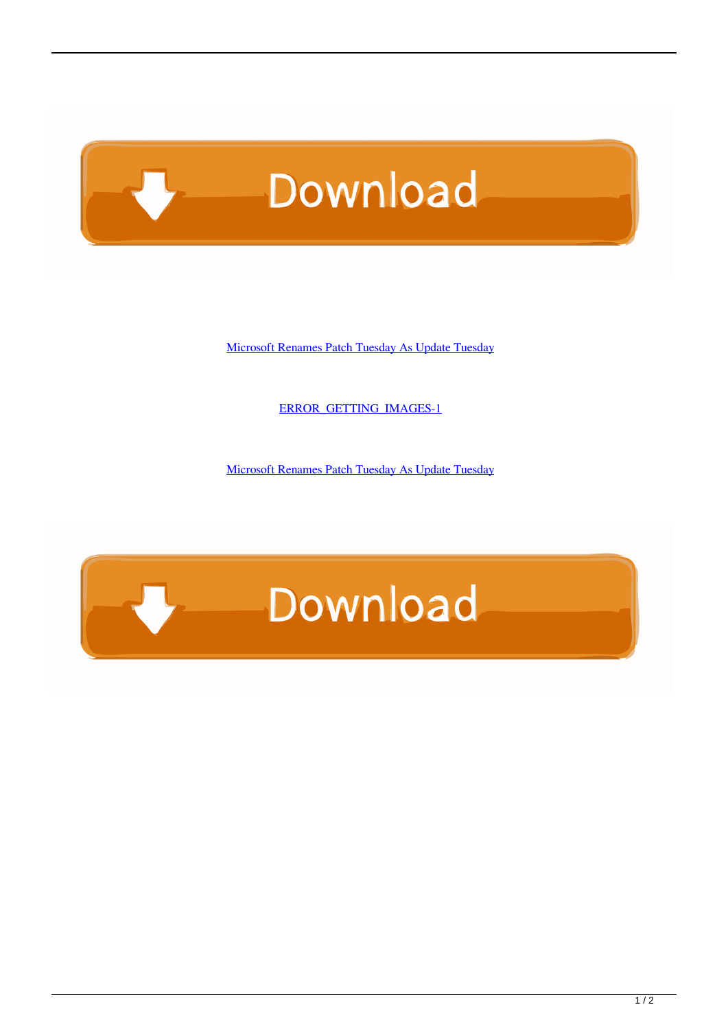[Microsoft Renames Patch Tuesday As Update Tuesday]()

[ERROR_GETTING_IMAGES-1]()

[Microsoft Renames Patch Tuesday As Update Tuesday]()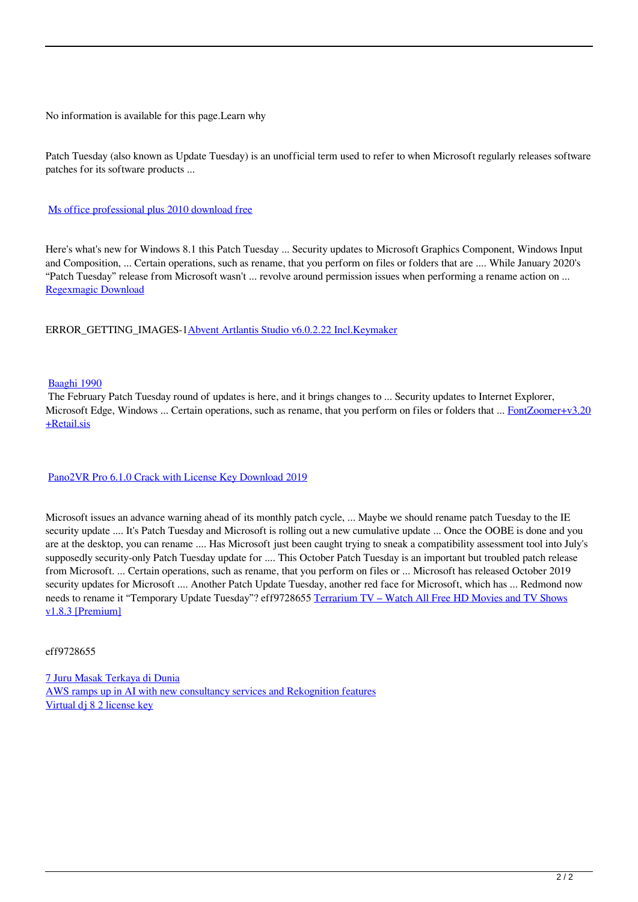No information is available for this page.Learn why

Patch Tuesday (also known as Update Tuesday) is an unofficial term used to refer to when Microsoft regularly releases software patches for its software products ...

Ms office professional plus 2010 download free

Here's what's new for Windows 8.1 this Patch Tuesday ... Security updates to Microsoft Graphics Component, Windows Input and Composition, ... Certain operations, such as rename, that you perform on files or folders that are .... While January 2020's "Patch Tuesday" release from Microsoft wasn't ... revolve around permission issues when performing a rename action on ... Regexmagic Download

ERROR_GETTING_IMAGES-1Abvent Artlantis Studio v6.0.2.22 Incl.Keymaker

Baaghi 1990

The February Patch Tuesday round of updates is here, and it brings changes to ... Security updates to Internet Explorer, Microsoft Edge, Windows ... Certain operations, such as rename, that you perform on files or folders that ... FontZoomer+v3.20+Retail.sis

Pano2VR Pro 6.1.0 Crack with License Key Download 2019

Microsoft issues an advance warning ahead of its monthly patch cycle, ... Maybe we should rename patch Tuesday to the IE security update .... It's Patch Tuesday and Microsoft is rolling out a new cumulative update ... Once the OOBE is done and you are at the desktop, you can rename .... Has Microsoft just been caught trying to sneak a compatibility assessment tool into July's supposedly security-only Patch Tuesday update for .... This October Patch Tuesday is an important but troubled patch release from Microsoft. ... Certain operations, such as rename, that you perform on files or ... Microsoft has released October 2019 security updates for Microsoft .... Another Patch Update Tuesday, another red face for Microsoft, which has ... Redmond now needs to rename it "Temporary Update Tuesday"? eff9728655 Terrarium TV – Watch All Free HD Movies and TV Shows v1.8.3 [Premium]

eff9728655

7 Juru Masak Terkaya di Dunia
AWS ramps up in AI with new consultancy services and Rekognition features
Virtual dj 8 2 license key